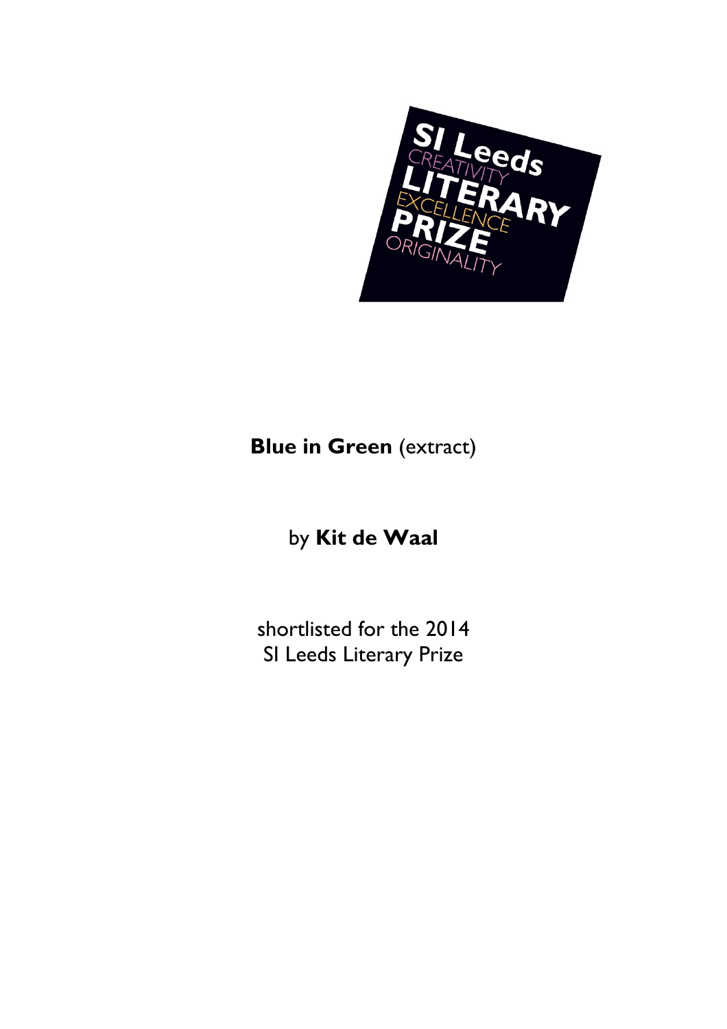SI Leeds
CREATIVITY
LITERARY
EXCELLENCE
PRIZE
ORIGINALITY

**Blue in Green** (extract)

by **Kit de Waal**

shortlisted for the 2014
SI Leeds Literary Prize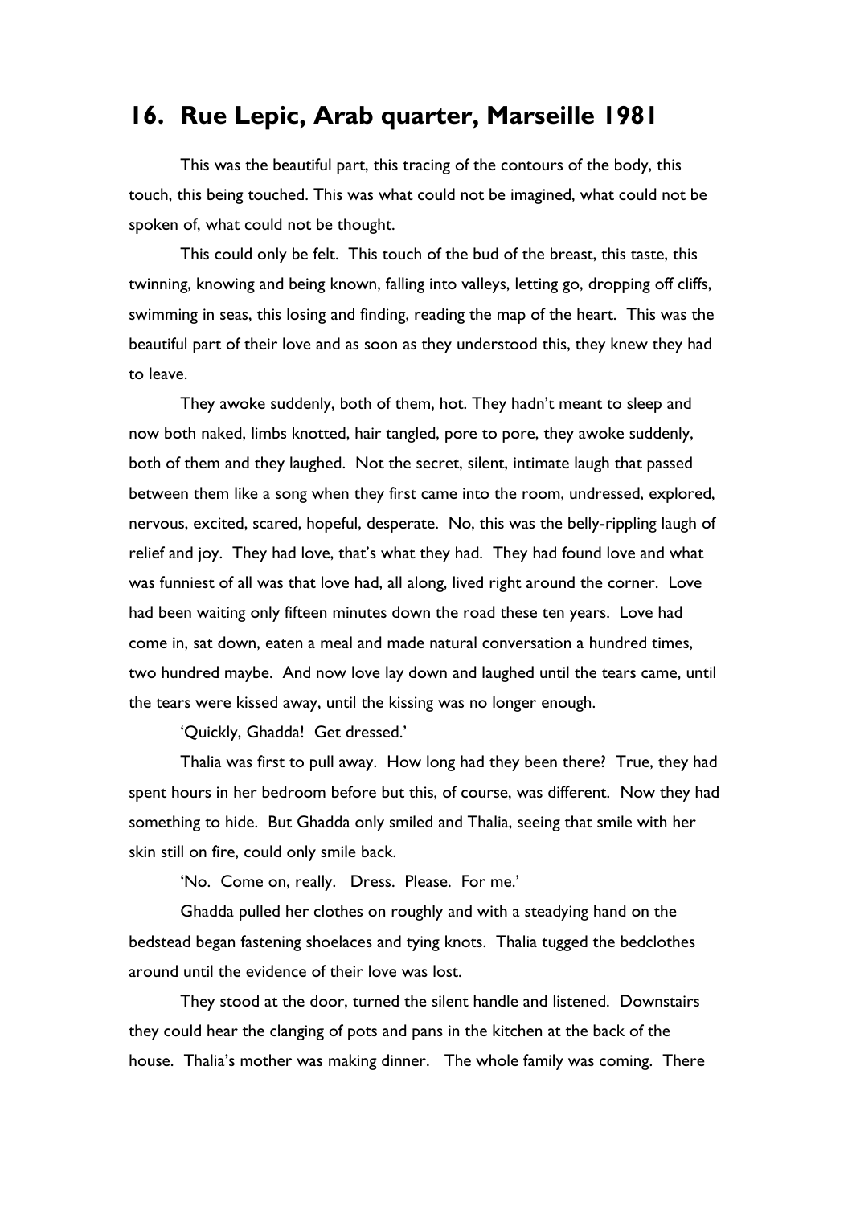## 16. Rue Lepic, Arab quarter, Marseille 1981

This was the beautiful part, this tracing of the contours of the body, this touch, this being touched. This was what could not be imagined, what could not be spoken of, what could not be thought.

This could only be felt. This touch of the bud of the breast, this taste, this twinning, knowing and being known, falling into valleys, letting go, dropping off cliffs, swimming in seas, this losing and finding, reading the map of the heart. This was the beautiful part of their love and as soon as they understood this, they knew they had to leave.

They awoke suddenly, both of them, hot. They hadn't meant to sleep and now both naked, limbs knotted, hair tangled, pore to pore, they awoke suddenly, both of them and they laughed. Not the secret, silent, intimate laugh that passed between them like a song when they first came into the room, undressed, explored, nervous, excited, scared, hopeful, desperate. No, this was the belly-rippling laugh of relief and joy. They had love, that's what they had. They had found love and what was funniest of all was that love had, all along, lived right around the corner. Love had been waiting only fifteen minutes down the road these ten years. Love had come in, sat down, eaten a meal and made natural conversation a hundred times, two hundred maybe. And now love lay down and laughed until the tears came, until the tears were kissed away, until the kissing was no longer enough.

'Quickly, Ghadda! Get dressed.'

Thalia was first to pull away. How long had they been there? True, they had spent hours in her bedroom before but this, of course, was different. Now they had something to hide. But Ghadda only smiled and Thalia, seeing that smile with her skin still on fire, could only smile back.

'No. Come on, really. Dress. Please. For me.'

Ghadda pulled her clothes on roughly and with a steadying hand on the bedstead began fastening shoelaces and tying knots. Thalia tugged the bedclothes around until the evidence of their love was lost.

They stood at the door, turned the silent handle and listened. Downstairs they could hear the clanging of pots and pans in the kitchen at the back of the house. Thalia's mother was making dinner. The whole family was coming. There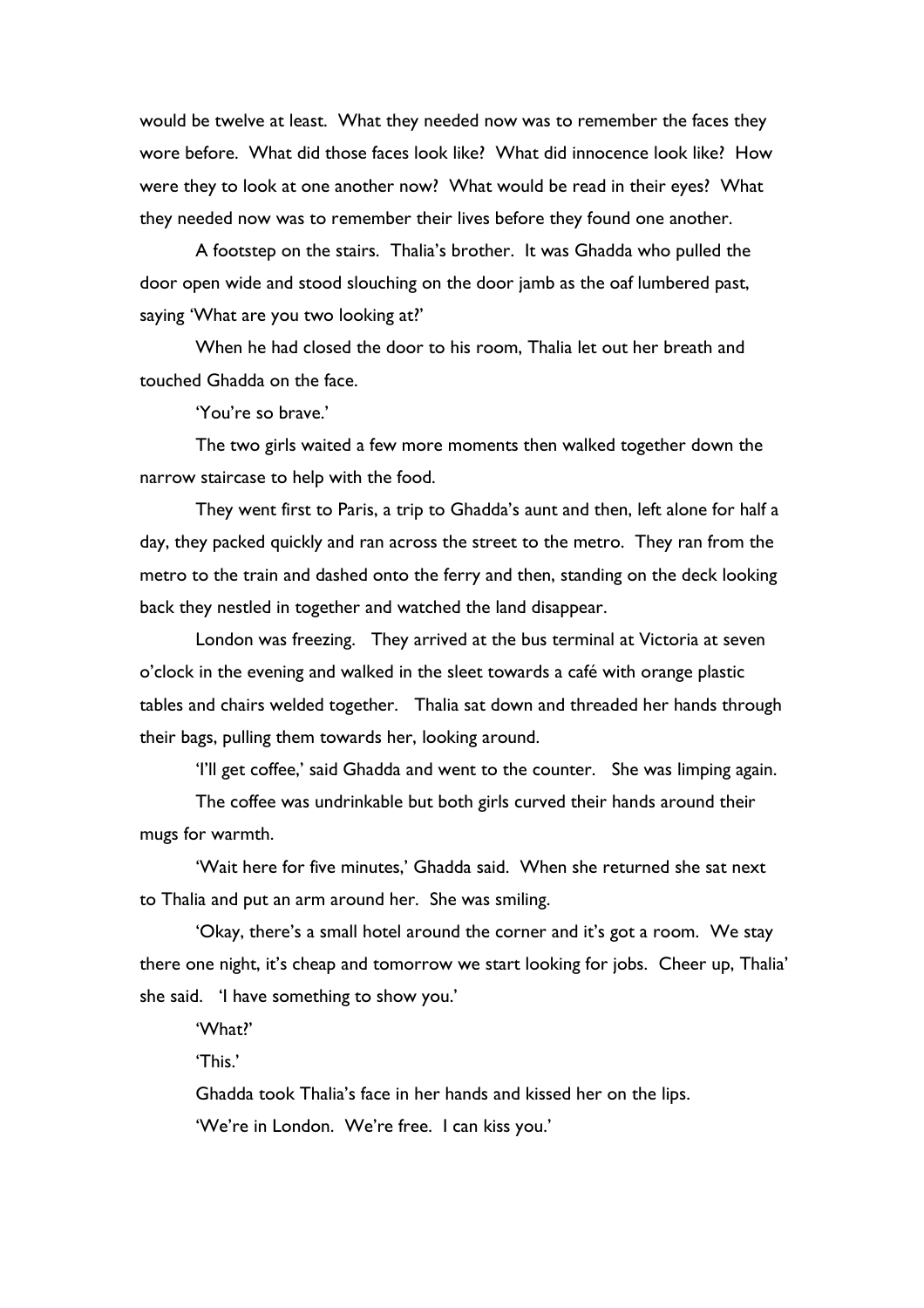would be twelve at least. What they needed now was to remember the faces they wore before. What did those faces look like? What did innocence look like? How were they to look at one another now? What would be read in their eyes? What they needed now was to remember their lives before they found one another.

A footstep on the stairs. Thalia's brother. It was Ghadda who pulled the door open wide and stood slouching on the door jamb as the oaf lumbered past, saying 'What are you two looking at?'

When he had closed the door to his room, Thalia let out her breath and touched Ghadda on the face.

'You're so brave.'

The two girls waited a few more moments then walked together down the narrow staircase to help with the food.

They went first to Paris, a trip to Ghadda's aunt and then, left alone for half a day, they packed quickly and ran across the street to the metro. They ran from the metro to the train and dashed onto the ferry and then, standing on the deck looking back they nestled in together and watched the land disappear.

London was freezing. They arrived at the bus terminal at Victoria at seven o'clock in the evening and walked in the sleet towards a café with orange plastic tables and chairs welded together. Thalia sat down and threaded her hands through their bags, pulling them towards her, looking around.

'I'll get coffee,' said Ghadda and went to the counter. She was limping again.

The coffee was undrinkable but both girls curved their hands around their mugs for warmth.

'Wait here for five minutes,' Ghadda said. When she returned she sat next to Thalia and put an arm around her. She was smiling.

'Okay, there's a small hotel around the corner and it's got a room. We stay there one night, it's cheap and tomorrow we start looking for jobs. Cheer up, Thalia' she said. 'I have something to show you.'

'What?'

'This.'

Ghadda took Thalia's face in her hands and kissed her on the lips.

'We're in London. We're free. I can kiss you.'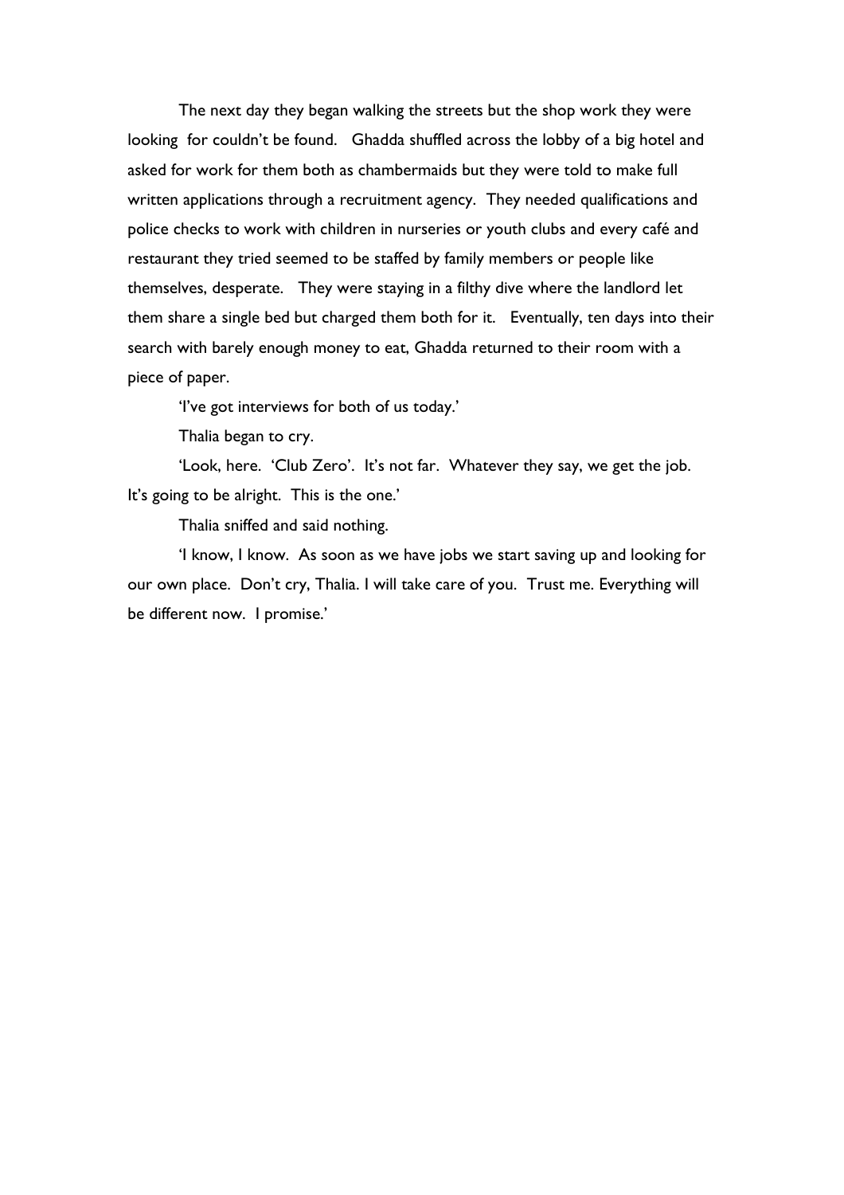The next day they began walking the streets but the shop work they were looking for couldn't be found. Ghadda shuffled across the lobby of a big hotel and asked for work for them both as chambermaids but they were told to make full written applications through a recruitment agency. They needed qualifications and police checks to work with children in nurseries or youth clubs and every café and restaurant they tried seemed to be staffed by family members or people like themselves, desperate. They were staying in a filthy dive where the landlord let them share a single bed but charged them both for it. Eventually, ten days into their search with barely enough money to eat, Ghadda returned to their room with a piece of paper.

'I've got interviews for both of us today.'

Thalia began to cry.

'Look, here. 'Club Zero'. It's not far. Whatever they say, we get the job. It's going to be alright. This is the one.'

Thalia sniffed and said nothing.

'I know, I know. As soon as we have jobs we start saving up and looking for our own place. Don't cry, Thalia. I will take care of you. Trust me. Everything will be different now. I promise.'